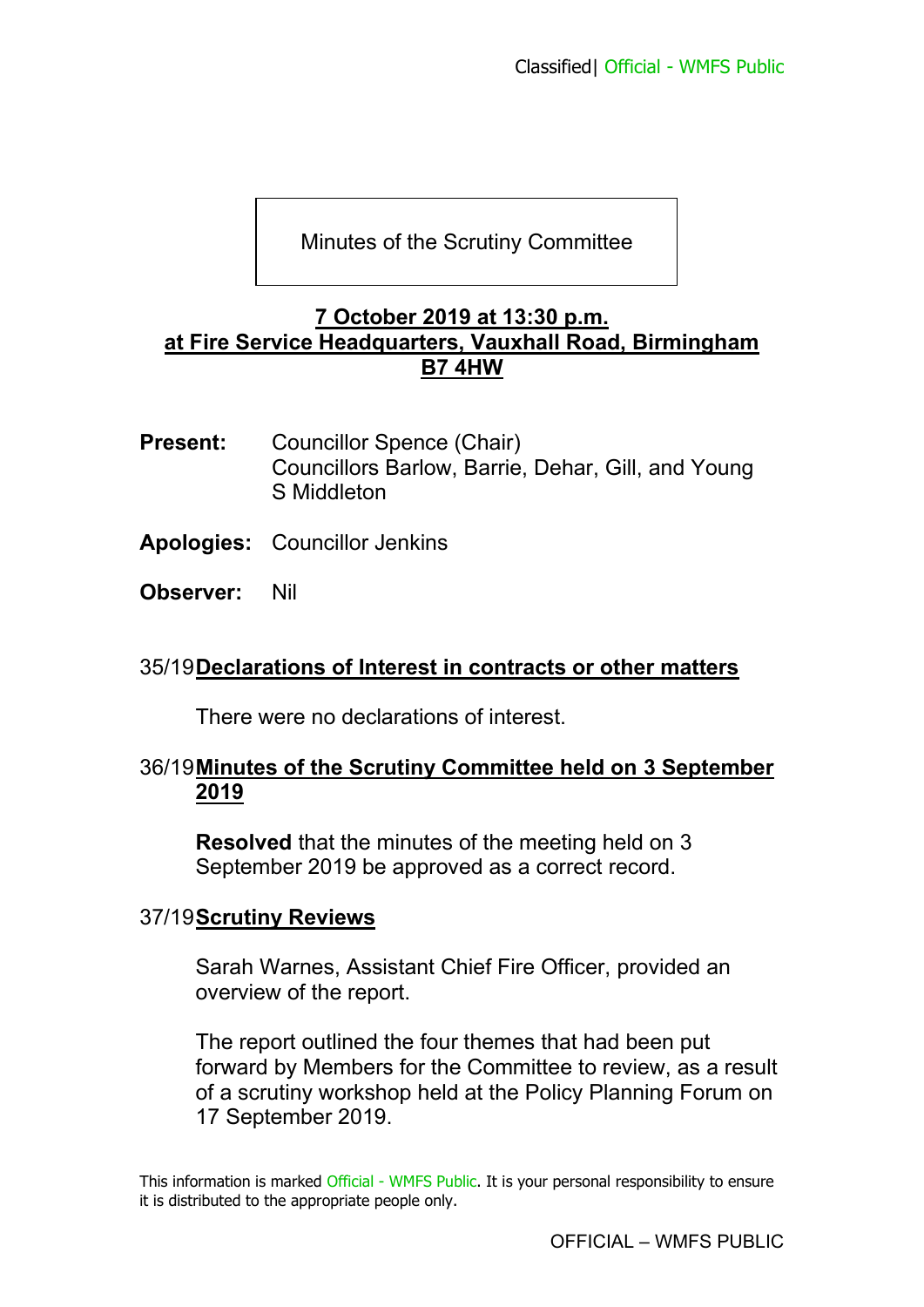# Minutes of the Scrutiny Committee

**7 October 2019 at 13:30 p.m.**
**at Fire Service Headquarters, Vauxhall Road, Birmingham B7 4HW**

**Present:** Councillor Spence (Chair)
Councillors Barlow, Barrie, Dehar, Gill, and Young
S Middleton

**Apologies:** Councillor Jenkins

**Observer:** Nil

## 35/19 Declarations of Interest in contracts or other matters

There were no declarations of interest.

## 36/19 Minutes of the Scrutiny Committee held on 3 September 2019

**Resolved** that the minutes of the meeting held on 3 September 2019 be approved as a correct record.

## 37/19 Scrutiny Reviews

Sarah Warnes, Assistant Chief Fire Officer, provided an overview of the report.

The report outlined the four themes that had been put forward by Members for the Committee to review, as a result of a scrutiny workshop held at the Policy Planning Forum on 17 September 2019.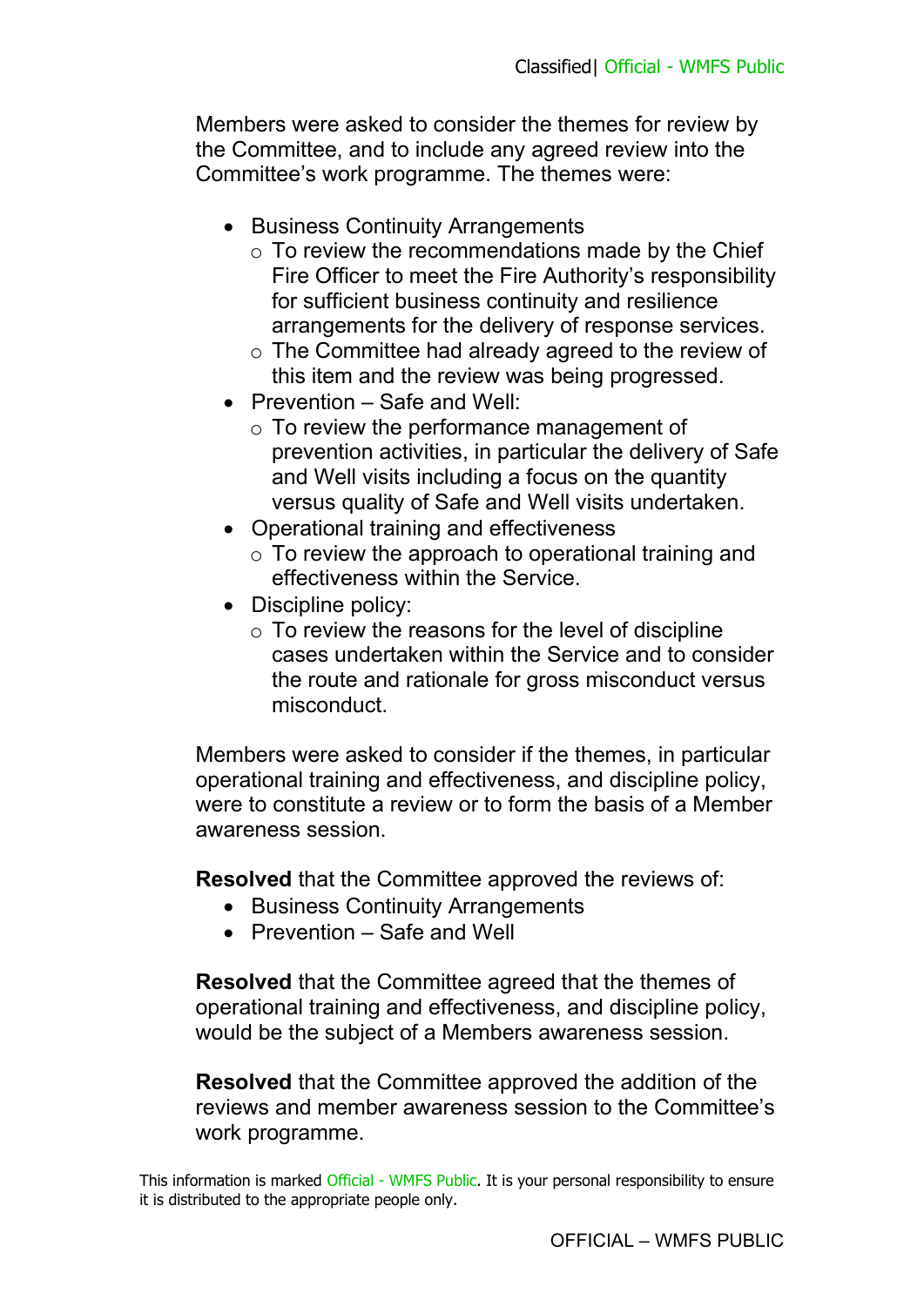Members were asked to consider the themes for review by the Committee, and to include any agreed review into the Committee's work programme. The themes were:

- Business Continuity Arrangements
  - To review the recommendations made by the Chief Fire Officer to meet the Fire Authority's responsibility for sufficient business continuity and resilience arrangements for the delivery of response services.
  - The Committee had already agreed to the review of this item and the review was being progressed.
- Prevention – Safe and Well:
  - To review the performance management of prevention activities, in particular the delivery of Safe and Well visits including a focus on the quantity versus quality of Safe and Well visits undertaken.
- Operational training and effectiveness
  - To review the approach to operational training and effectiveness within the Service.
- Discipline policy:
  - To review the reasons for the level of discipline cases undertaken within the Service and to consider the route and rationale for gross misconduct versus misconduct.

Members were asked to consider if the themes, in particular operational training and effectiveness, and discipline policy, were to constitute a review or to form the basis of a Member awareness session.

**Resolved** that the Committee approved the reviews of:

- Business Continuity Arrangements
- Prevention – Safe and Well

**Resolved** that the Committee agreed that the themes of operational training and effectiveness, and discipline policy, would be the subject of a Members awareness session.

**Resolved** that the Committee approved the addition of the reviews and member awareness session to the Committee's work programme.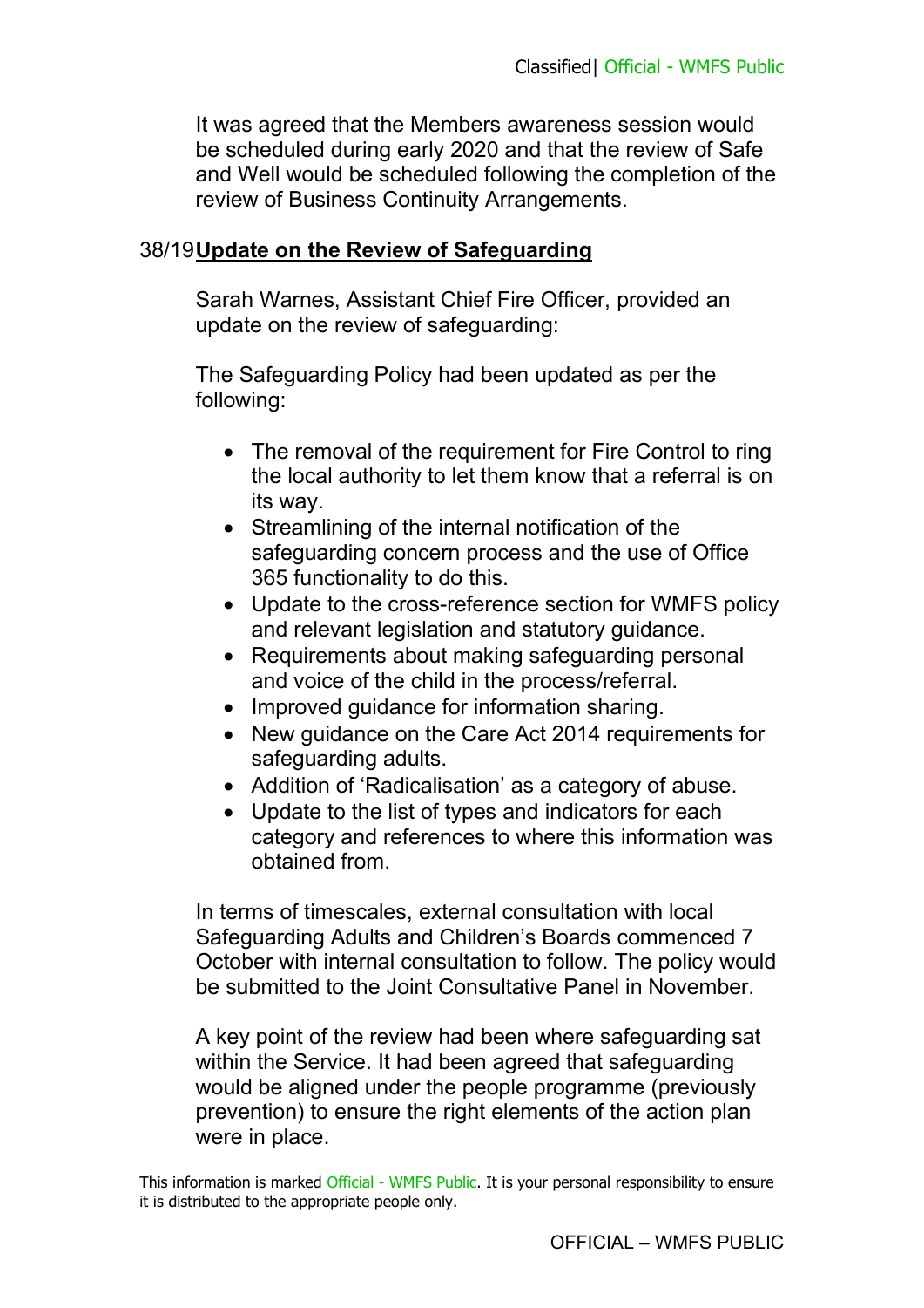It was agreed that the Members awareness session would be scheduled during early 2020 and that the review of Safe and Well would be scheduled following the completion of the review of Business Continuity Arrangements.

38/19 **Update on the Review of Safeguarding**

Sarah Warnes, Assistant Chief Fire Officer, provided an update on the review of safeguarding:

The Safeguarding Policy had been updated as per the following:

- The removal of the requirement for Fire Control to ring the local authority to let them know that a referral is on its way.
- Streamlining of the internal notification of the safeguarding concern process and the use of Office 365 functionality to do this.
- Update to the cross-reference section for WMFS policy and relevant legislation and statutory guidance.
- Requirements about making safeguarding personal and voice of the child in the process/referral.
- Improved guidance for information sharing.
- New guidance on the Care Act 2014 requirements for safeguarding adults.
- Addition of 'Radicalisation' as a category of abuse.
- Update to the list of types and indicators for each category and references to where this information was obtained from.

In terms of timescales, external consultation with local Safeguarding Adults and Children's Boards commenced 7 October with internal consultation to follow. The policy would be submitted to the Joint Consultative Panel in November.

A key point of the review had been where safeguarding sat within the Service. It had been agreed that safeguarding would be aligned under the people programme (previously prevention) to ensure the right elements of the action plan were in place.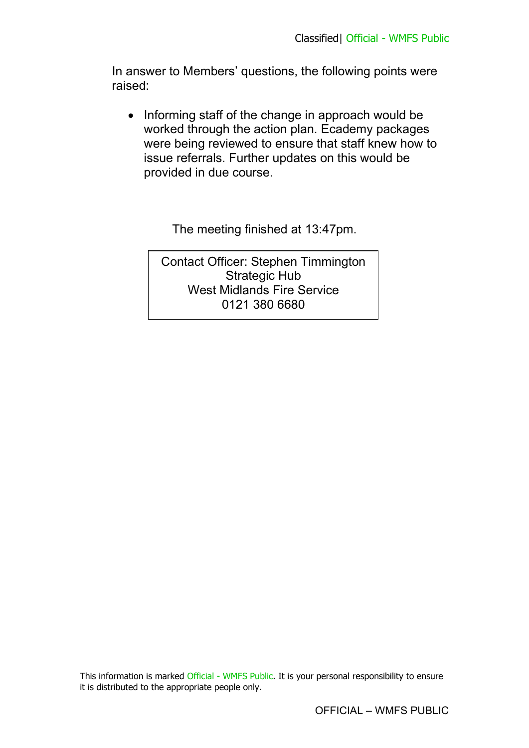In answer to Members' questions, the following points were raised:

- Informing staff of the change in approach would be worked through the action plan. Ecademy packages were being reviewed to ensure that staff knew how to issue referrals. Further updates on this would be provided in due course.

The meeting finished at 13:47pm.

Contact Officer: Stephen Timmington
Strategic Hub
West Midlands Fire Service
0121 380 6680

This information is marked Official - WMFS Public. It is your personal responsibility to ensure it is distributed to the appropriate people only.